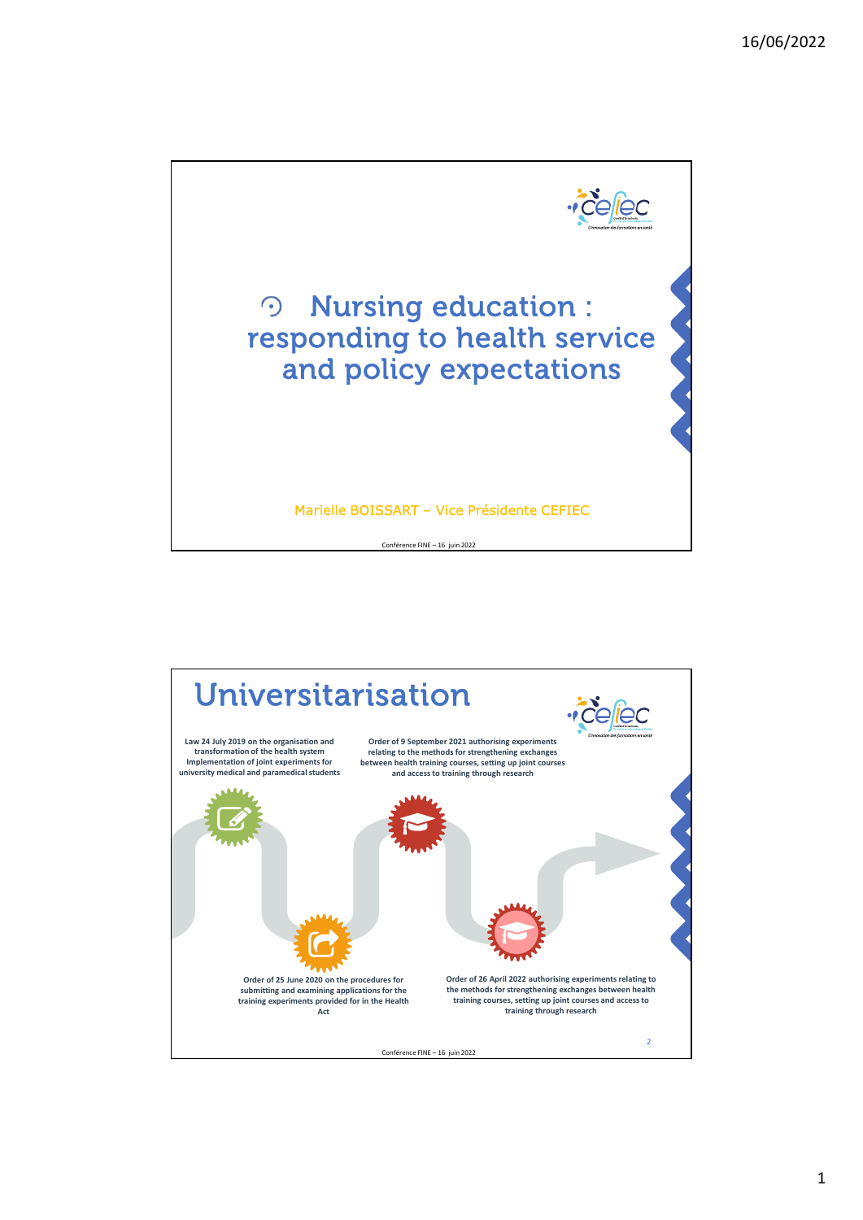# Nursing education : responding to health service and policy expectations

Marielle BOISSART – Vice Présidente CEFIEC

Conférence FINE – 16 juin 2022

## Universitarisation

**Law 24 July 2019 on the organisation and transformation of the health system Implementation of joint experiments for university medical and paramedical students**

**Order of 25 June 2020 on the procedures for submitting and examining applications for the training experiments provided for in the Health Act**

**Order of 9 September 2021 authorising experiments relating to the methods for strengthening exchanges between health training courses, setting up joint courses and access to training through research**

**Order of 26 April 2022 authorising experiments relating to the methods for strengthening exchanges between health training courses, setting up joint courses and access to training through research**

Conférence FINE – 16 juin 2022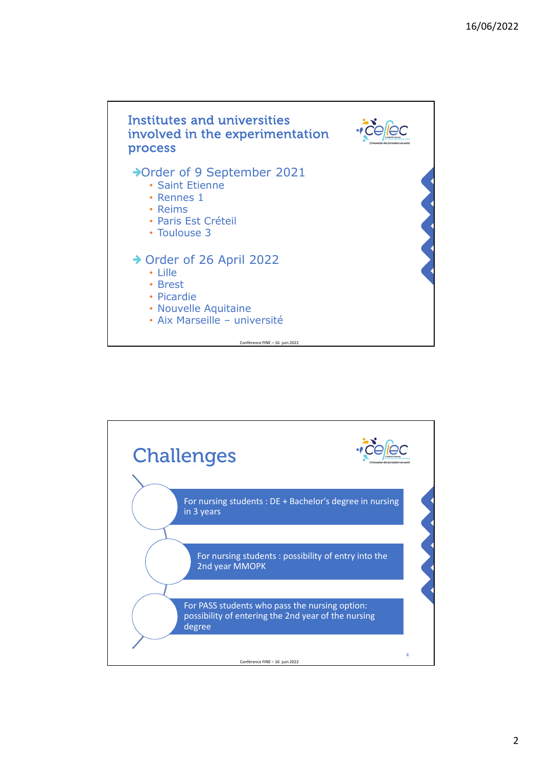## Institutes and universities involved in the experimentation process

**→ Order of 9 September 2021**

- Saint Etienne
- Rennes 1
- Reims
- Paris Est Créteil
- Toulouse 3

**→ Order of 26 April 2022**

- Lille
- Brest
- Picardie
- Nouvelle Aquitaine
- Aix Marseille – université

Conférence FINE – 16 juin 2022

## Challenges

- For nursing students : DE + Bachelor's degree in nursing in 3 years
- For nursing students : possibility of entry into the 2nd year MMOPK
- For PASS students who pass the nursing option: possibility of entering the 2nd year of the nursing degree

Conférence FINE – 16 juin 2022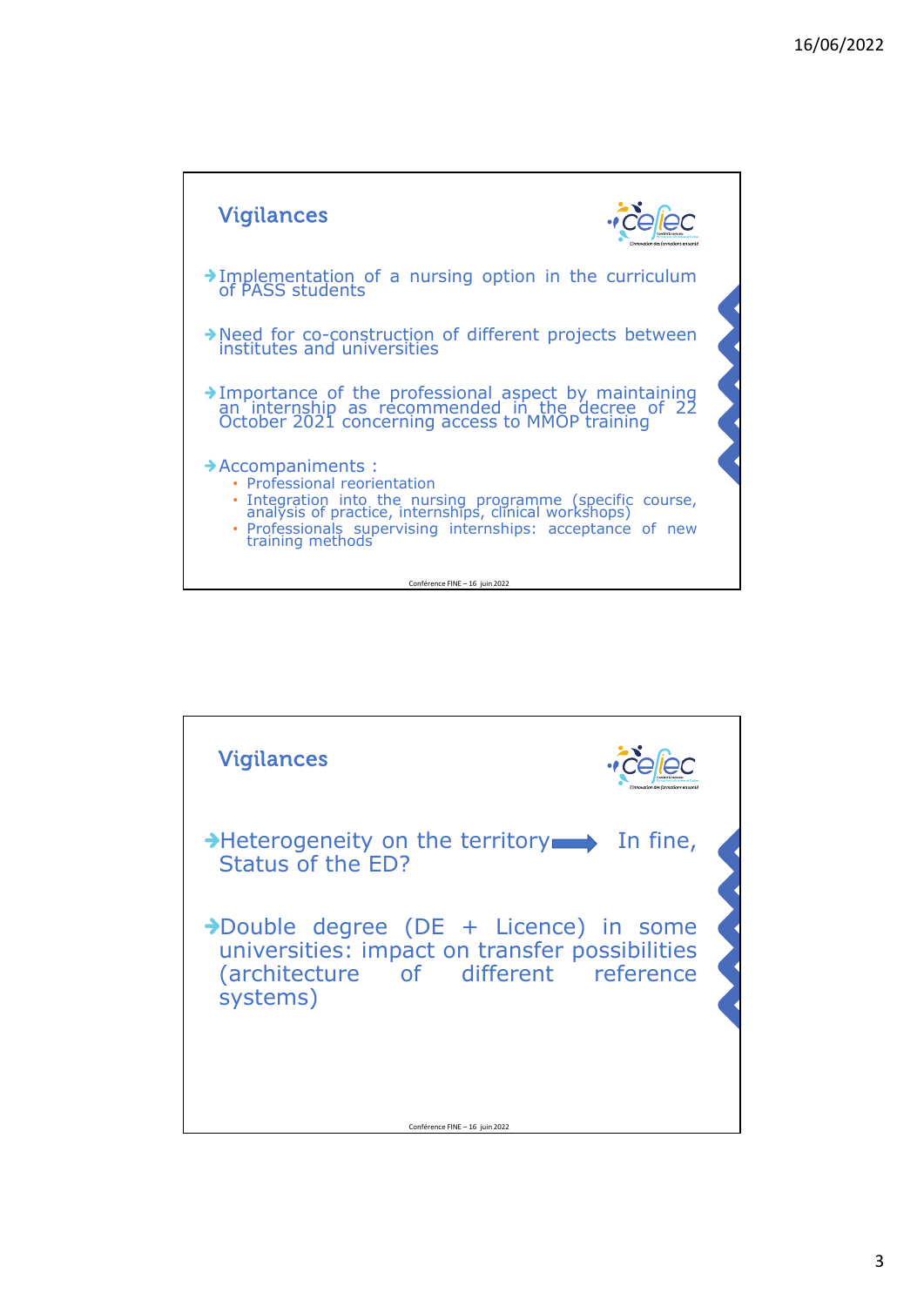## Vigilances

- Implementation of a nursing option in the curriculum of PASS students
- Need for co-construction of different projects between institutes and universities
- Importance of the professional aspect by maintaining an internship as recommended in the decree of 22 October 2021 concerning access to MMOP training
- Accompaniments :
  - Professional reorientation
  - Integration into the nursing programme (specific course, analysis of practice, internships, clinical workshops)
  - Professionals supervising internships: acceptance of new training methods

Conférence FINE – 16 juin 2022

## Vigilances

- Heterogeneity on the territory ➡ In fine, Status of the ED?
- Double degree (DE + Licence) in some universities: impact on transfer possibilities (architecture of different reference systems)

Conférence FINE – 16 juin 2022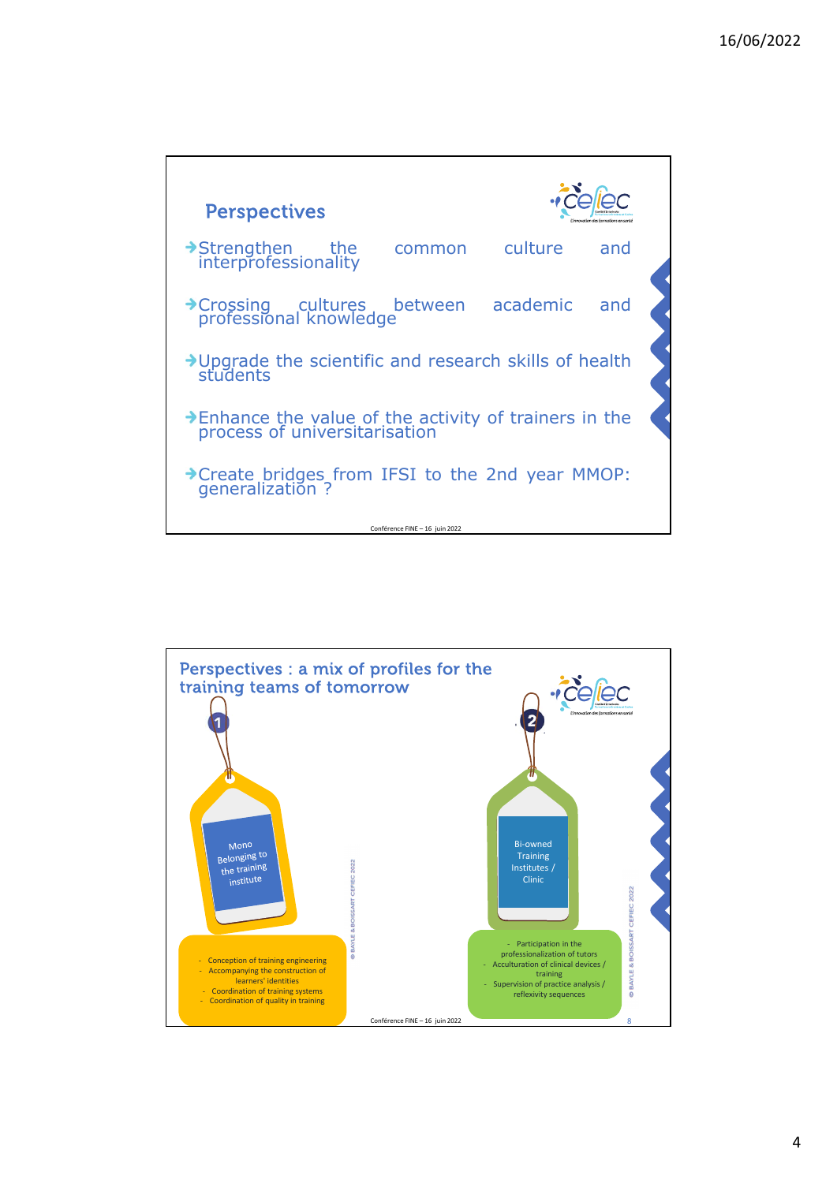## Perspectives

- Strengthen the common culture and interprofessionality
- Crossing cultures between academic and professional knowledge
- Upgrade the scientific and research skills of health students
- Enhance the value of the activity of trainers in the process of universitarisation
- Create bridges from IFSI to the 2nd year MMOP: generalization ?

Conférence FINE – 16 juin 2022

## Perspectives : a mix of profiles for the training teams of tomorrow

**1** Mono Belonging to the training institute

- Conception of training engineering
- Accompanying the construction of learners' identities
- Coordination of training systems
- Coordination of quality in training

**2** Bi-owned Training Institutes / Clinic

- Participation in the professionalization of tutors
- Acculturation of clinical devices / training
- Supervision of practice analysis / reflexivity sequences

© BAYLE & BOISSART CEFIEC 2022

Conférence FINE – 16 juin 2022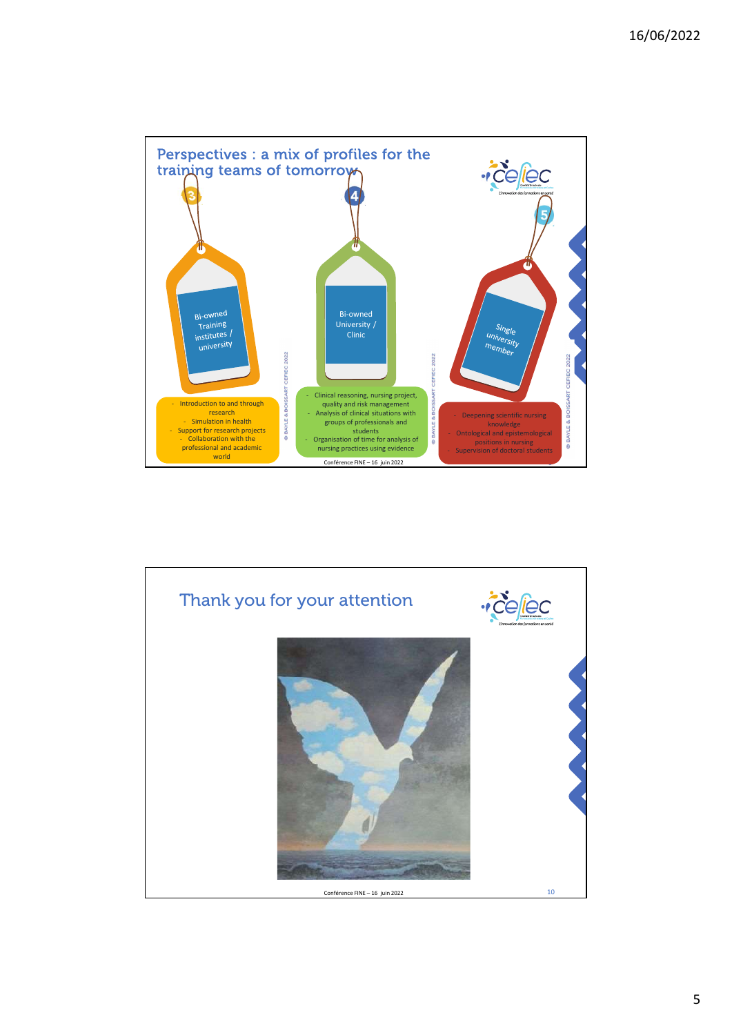## Perspectives : a mix of profiles for the training teams of tomorrow

**3** — Bi-owned Training institutes / university

- Introduction to and through research
- Simulation in health
- Support for research projects
- Collaboration with the professional and academic world

**4** — Bi-owned University / Clinic

- Clinical reasoning, nursing project, quality and risk management
- Analysis of clinical situations with groups of professionals and students
- Organisation of time for analysis of nursing practices using evidence

**5** — Single university member

- Deepening scientific nursing knowledge
- Ontological and epistemological positions in nursing
- Supervision of doctoral students

© BAYLE & BOISSART CEFIEC 2022

Conférence FINE – 16 juin 2022

## Thank you for your attention

Conférence FINE – 16 juin 2022